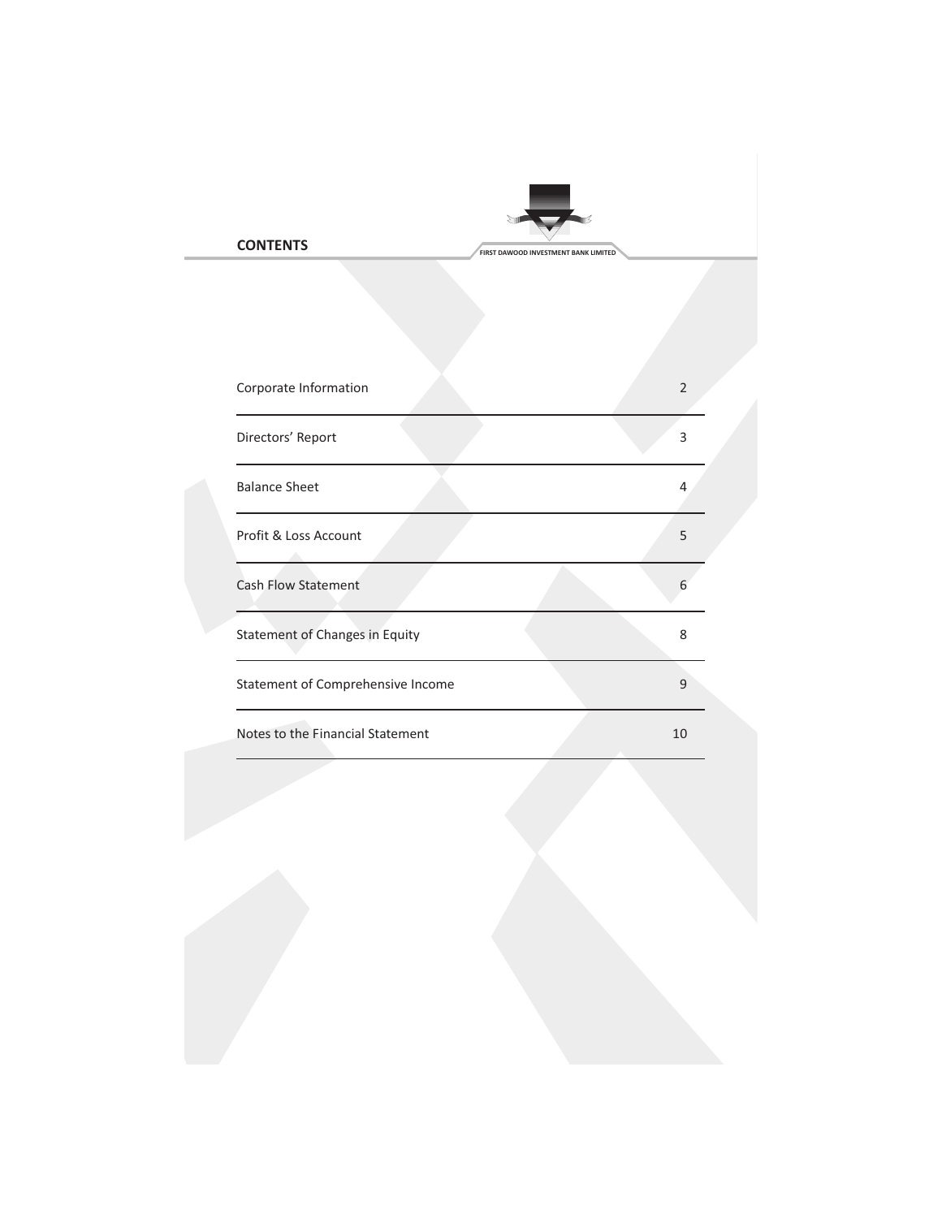## CONTENTS

| | |
|---|---|
| Corporate Information | 2 |
| Directors' Report | 3 |
| Balance Sheet | 4 |
| Profit & Loss Account | 5 |
| Cash Flow Statement | 6 |
| Statement of Changes in Equity | 8 |
| Statement of Comprehensive Income | 9 |
| Notes to the Financial Statement | 10 |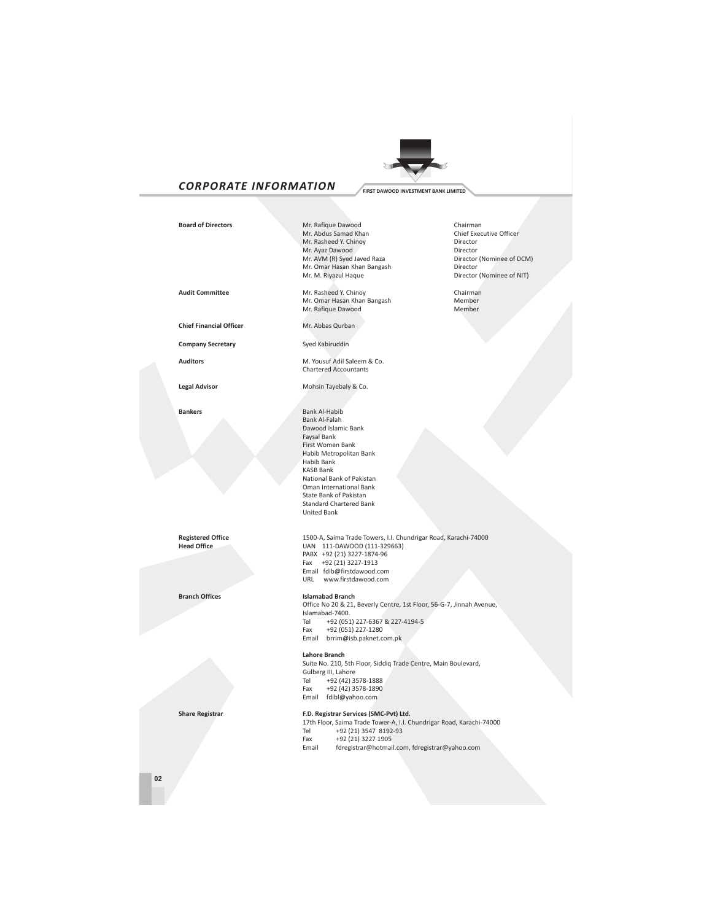# CORPORATE INFORMATION

FIRST DAWOOD INVESTMENT BANK LIMITED

**Board of Directors**

| | |
|---|---|
| Mr. Rafique Dawood | Chairman |
| Mr. Abdus Samad Khan | Chief Executive Officer |
| Mr. Rasheed Y. Chinoy | Director |
| Mr. Ayaz Dawood | Director |
| Mr. AVM (R) Syed Javed Raza | Director (Nominee of DCM) |
| Mr. Omar Hasan Khan Bangash | Director |
| Mr. M. Riyazul Haque | Director (Nominee of NIT) |

**Audit Committee**

| | |
|---|---|
| Mr. Rasheed Y. Chinoy | Chairman |
| Mr. Omar Hasan Khan Bangash | Member |
| Mr. Rafique Dawood | Member |

**Chief Financial Officer**

Mr. Abbas Qurban

**Company Secretary**

Syed Kabiruddin

**Auditors**

M. Yousuf Adil Saleem & Co.
Chartered Accountants

**Legal Advisor**

Mohsin Tayebaly & Co.

**Bankers**

Bank Al-Habib
Bank Al-Falah
Dawood Islamic Bank
Faysal Bank
First Women Bank
Habib Metropolitan Bank
Habib Bank
KASB Bank
National Bank of Pakistan
Oman International Bank
State Bank of Pakistan
Standard Chartered Bank
United Bank

**Registered Office**
**Head Office**

1500-A, Saima Trade Towers, I.I. Chundrigar Road, Karachi-74000
UAN 111-DAWOOD (111-329663)
PABX +92 (21) 3227-1874-96
Fax +92 (21) 3227-1913
Email fdib@firstdawood.com
URL www.firstdawood.com

**Branch Offices**

**Islamabad Branch**
Office No 20 & 21, Beverly Centre, 1st Floor, 56-G-7, Jinnah Avenue,
Islamabad-7400.
Tel +92 (051) 227-6367 & 227-4194-5
Fax +92 (051) 227-1280
Email brrim@isb.paknet.com.pk

**Lahore Branch**
Suite No. 210, 5th Floor, Siddiq Trade Centre, Main Boulevard,
Gulberg III, Lahore
Tel +92 (42) 3578-1888
Fax +92 (42) 3578-1890
Email fdibl@yahoo.com

**Share Registrar**

**F.D. Registrar Services (SMC-Pvt) Ltd.**
17th Floor, Saima Trade Tower-A, I.I. Chundrigar Road, Karachi-74000
Tel +92 (21) 3547 8192-93
Fax +92 (21) 3227 1905
Email fdregistrar@hotmail.com, fdregistrar@yahoo.com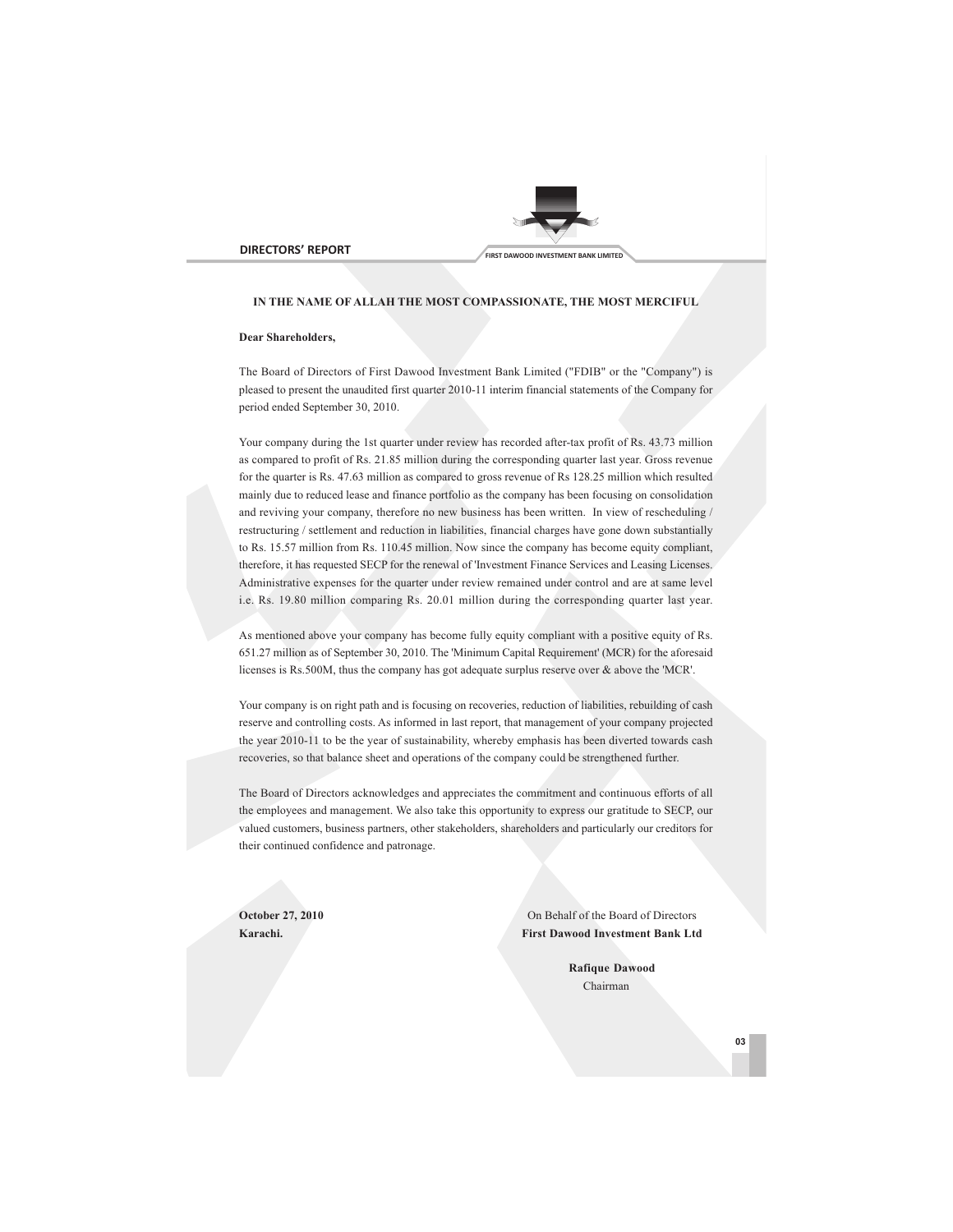## DIRECTORS' REPORT

**IN THE NAME OF ALLAH THE MOST COMPASSIONATE, THE MOST MERCIFUL**

**Dear Shareholders,**

The Board of Directors of First Dawood Investment Bank Limited ("FDIB" or the "Company") is pleased to present the unaudited first quarter 2010-11 interim financial statements of the Company for period ended September 30, 2010.

Your company during the 1st quarter under review has recorded after-tax profit of Rs. 43.73 million as compared to profit of Rs. 21.85 million during the corresponding quarter last year. Gross revenue for the quarter is Rs. 47.63 million as compared to gross revenue of Rs 128.25 million which resulted mainly due to reduced lease and finance portfolio as the company has been focusing on consolidation and reviving your company, therefore no new business has been written. In view of rescheduling / restructuring / settlement and reduction in liabilities, financial charges have gone down substantially to Rs. 15.57 million from Rs. 110.45 million. Now since the company has become equity compliant, therefore, it has requested SECP for the renewal of 'Investment Finance Services and Leasing Licenses. Administrative expenses for the quarter under review remained under control and are at same level i.e. Rs. 19.80 million comparing Rs. 20.01 million during the corresponding quarter last year.

As mentioned above your company has become fully equity compliant with a positive equity of Rs. 651.27 million as of September 30, 2010. The 'Minimum Capital Requirement' (MCR) for the aforesaid licenses is Rs.500M, thus the company has got adequate surplus reserve over & above the 'MCR'.

Your company is on right path and is focusing on recoveries, reduction of liabilities, rebuilding of cash reserve and controlling costs. As informed in last report, that management of your company projected the year 2010-11 to be the year of sustainability, whereby emphasis has been diverted towards cash recoveries, so that balance sheet and operations of the company could be strengthened further.

The Board of Directors acknowledges and appreciates the commitment and continuous efforts of all the employees and management. We also take this opportunity to express our gratitude to SECP, our valued customers, business partners, other stakeholders, shareholders and particularly our creditors for their continued confidence and patronage.

**October 27, 2010**
**Karachi.**

On Behalf of the Board of Directors
**First Dawood Investment Bank Ltd**

**Rafique Dawood**
Chairman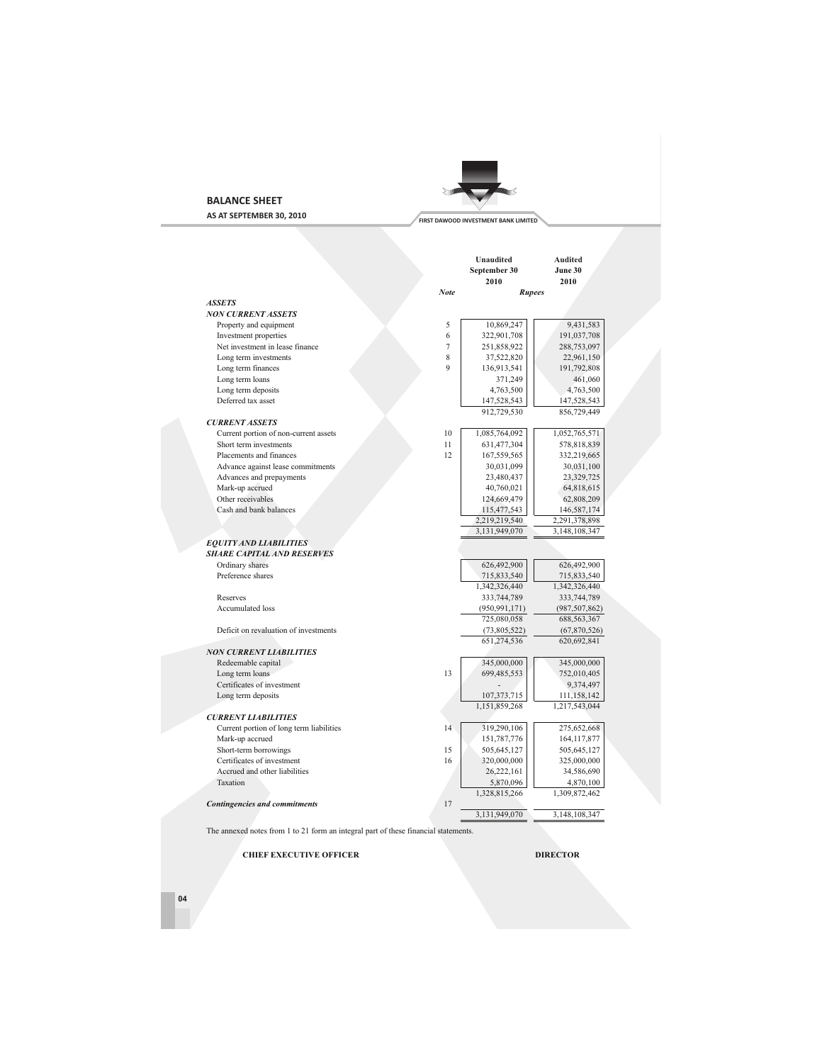## BALANCE SHEET

**AS AT SEPTEMBER 30, 2010**

FIRST DAWOOD INVESTMENT BANK LIMITED

| | Note | Unaudited September 30 2010 | Audited June 30 2010 |
|---|---|---|---|
| | | Rupees | |
| ***ASSETS*** | | | |
| ***NON CURRENT ASSETS*** | | | |
| Property and equipment | 5 | 10,869,247 | 9,431,583 |
| Investment properties | 6 | 322,901,708 | 191,037,708 |
| Net investment in lease finance | 7 | 251,858,922 | 288,753,097 |
| Long term investments | 8 | 37,522,820 | 22,961,150 |
| Long term finances | 9 | 136,913,541 | 191,792,808 |
| Long term loans | | 371,249 | 461,060 |
| Long term deposits | | 4,763,500 | 4,763,500 |
| Deferred tax asset | | 147,528,543 | 147,528,543 |
| | | 912,729,530 | 856,729,449 |
| ***CURRENT ASSETS*** | | | |
| Current portion of non-current assets | 10 | 1,085,764,092 | 1,052,765,571 |
| Short term investments | 11 | 631,477,304 | 578,818,839 |
| Placements and finances | 12 | 167,559,565 | 332,219,665 |
| Advance against lease commitments | | 30,031,099 | 30,031,100 |
| Advances and prepayments | | 23,480,437 | 23,329,725 |
| Mark-up accrued | | 40,760,021 | 64,818,615 |
| Other receivables | | 124,669,479 | 62,808,209 |
| Cash and bank balances | | 115,477,543 | 146,587,174 |
| | | 2,219,219,540 | 2,291,378,898 |
| | | 3,131,949,070 | 3,148,108,347 |
| ***EQUITY AND LIABILITIES*** | | | |
| ***SHARE CAPITAL AND RESERVES*** | | | |
| Ordinary shares | | 626,492,900 | 626,492,900 |
| Preference shares | | 715,833,540 | 715,833,540 |
| | | 1,342,326,440 | 1,342,326,440 |
| Reserves | | 333,744,789 | 333,744,789 |
| Accumulated loss | | (950,991,171) | (987,507,862) |
| | | 725,080,058 | 688,563,367 |
| Deficit on revaluation of investments | | (73,805,522) | (67,870,526) |
| | | 651,274,536 | 620,692,841 |
| ***NON CURRENT LIABILITIES*** | | | |
| Redeemable capital | | 345,000,000 | 345,000,000 |
| Long term loans | 13 | 699,485,553 | 752,010,405 |
| Certificates of investment | | - | 9,374,497 |
| Long term deposits | | 107,373,715 | 111,158,142 |
| | | 1,151,859,268 | 1,217,543,044 |
| ***CURRENT LIABILITIES*** | | | |
| Current portion of long term liabilities | 14 | 319,290,106 | 275,652,668 |
| Mark-up accrued | | 151,787,776 | 164,117,877 |
| Short-term borrowings | 15 | 505,645,127 | 505,645,127 |
| Certificates of investment | 16 | 320,000,000 | 325,000,000 |
| Accrued and other liabilities | | 26,222,161 | 34,586,690 |
| Taxation | | 5,870,096 | 4,870,100 |
| | | 1,328,815,266 | 1,309,872,462 |
| ***Contingencies and commitments*** | 17 | | |
| | | 3,131,949,070 | 3,148,108,347 |

The annexed notes from 1 to 21 form an integral part of these financial statements.

**CHIEF EXECUTIVE OFFICER** **DIRECTOR**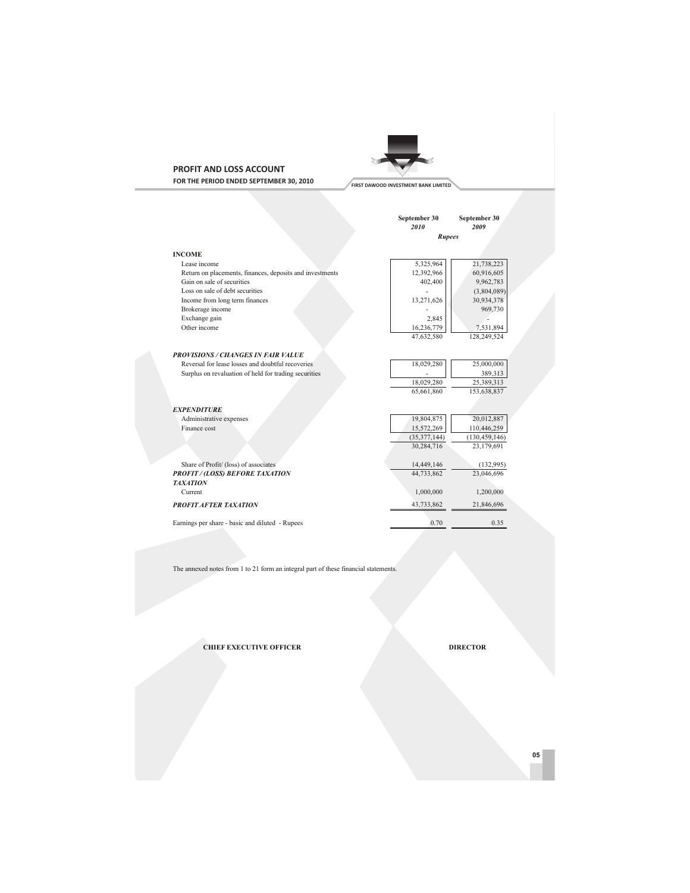## PROFIT AND LOSS ACCOUNT

**FOR THE PERIOD ENDED SEPTEMBER 30, 2010**

FIRST DAWOOD INVESTMENT BANK LIMITED

| | September 30 *2010* | September 30 *2009* |
|---|---|---|
| | *Rupees* | |
| **INCOME** | | |
| Lease income | 5,325,964 | 21,738,223 |
| Return on placements, finances, deposits and investments | 12,392,966 | 60,916,605 |
| Gain on sale of securities | 402,400 | 9,962,783 |
| Loss on sale of debt securities | - | (3,804,089) |
| Income from long term finances | 13,271,626 | 30,934,378 |
| Brokerage income | - | 969,730 |
| Exchange gain | 2,845 | - |
| Other income | 16,236,779 | 7,531,894 |
| | 47,632,580 | 128,249,524 |
| ***PROVISIONS / CHANGES IN FAIR VALUE*** | | |
| Reversal for lease losses and doubtful recoveries | 18,029,280 | 25,000,000 |
| Surplus on revaluation of held for trading securities | - | 389,313 |
| | 18,029,280 | 25,389,313 |
| | 65,661,860 | 153,638,837 |
| ***EXPENDITURE*** | | |
| Administrative expenses | 19,804,875 | 20,012,887 |
| Finance cost | 15,572,269 | 110,446,259 |
| | (35,377,144) | (130,459,146) |
| | 30,284,716 | 23,179,691 |
| Share of Profit/ (loss) of associates | 14,449,146 | (132,995) |
| ***PROFIT / (LOSS) BEFORE TAXATION*** | 44,733,862 | 23,046,696 |
| ***TAXATION*** | | |
| Current | 1,000,000 | 1,200,000 |
| ***PROFIT AFTER TAXATION*** | 43,733,862 | 21,846,696 |
| Earnings per share - basic and diluted - Rupees | 0.70 | 0.35 |

The annexed notes from 1 to 21 form an integral part of these financial statements.

**CHIEF EXECUTIVE OFFICER** **DIRECTOR**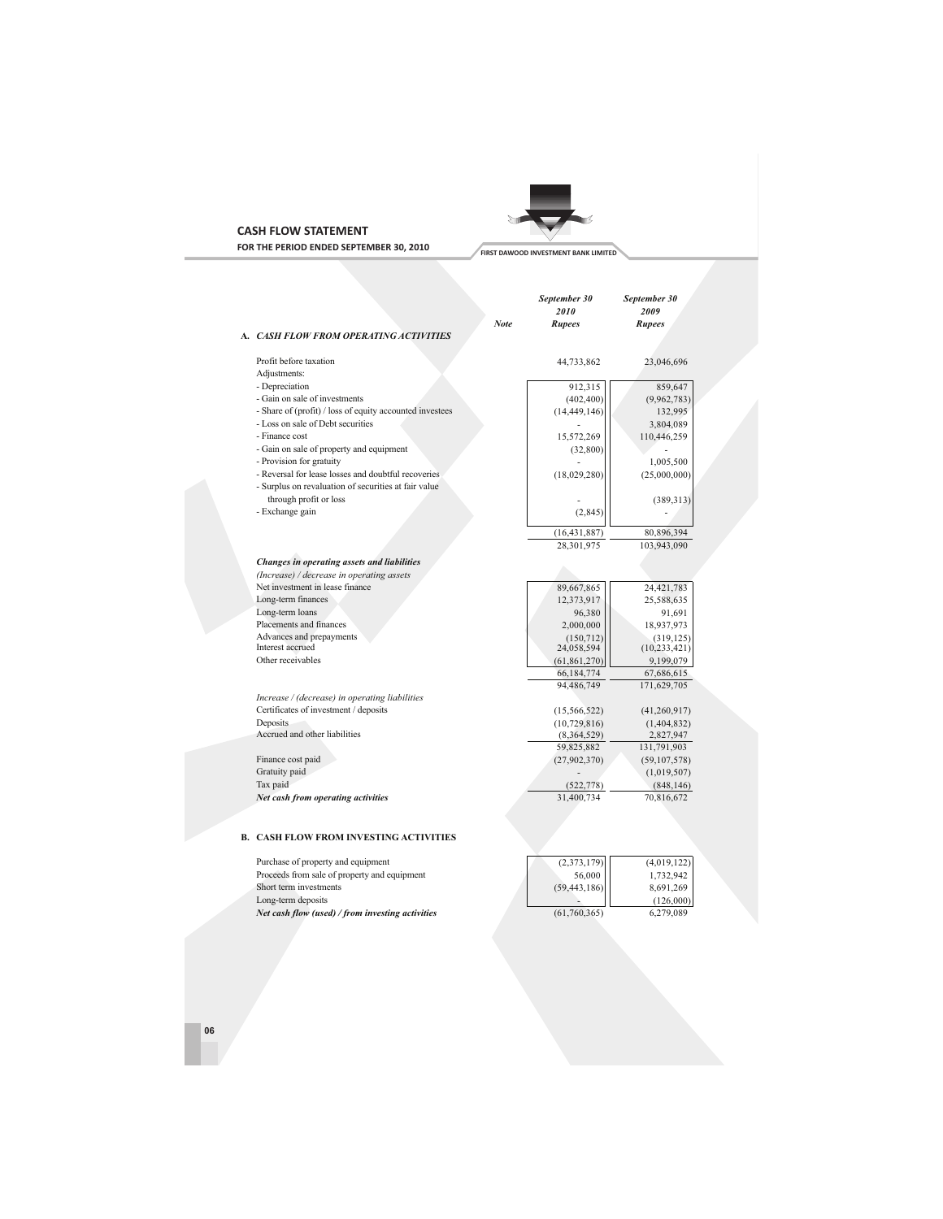# CASH FLOW STATEMENT

**FOR THE PERIOD ENDED SEPTEMBER 30, 2010**

| | Note | *September 30 2010 Rupees* | *September 30 2009 Rupees* |
|---|---|---|---|
| **A. *CASH FLOW FROM OPERATING ACTIVITIES*** | | | |
| Profit before taxation | | 44,733,862 | 23,046,696 |
| Adjustments: | | | |
| - Depreciation | | 912,315 | 859,647 |
| - Gain on sale of investments | | (402,400) | (9,962,783) |
| - Share of (profit) / loss of equity accounted investees | | (14,449,146) | 132,995 |
| - Loss on sale of Debt securities | | - | 3,804,089 |
| - Finance cost | | 15,572,269 | 110,446,259 |
| - Gain on sale of property and equipment | | (32,800) | - |
| - Provision for gratuity | | - | 1,005,500 |
| - Reversal for lease losses and doubtful recoveries | | (18,029,280) | (25,000,000) |
| - Surplus on revaluation of securities at fair value through profit or loss | | - | (389,313) |
| - Exchange gain | | (2,845) | - |
| | | (16,431,887) | 80,896,394 |
| | | 28,301,975 | 103,943,090 |
| ***Changes in operating assets and liabilities*** | | | |
| *(Increase) / decrease in operating assets* | | | |
| Net investment in lease finance | | 89,667,865 | 24,421,783 |
| Long-term finances | | 12,373,917 | 25,588,635 |
| Long-term loans | | 96,380 | 91,691 |
| Placements and finances | | 2,000,000 | 18,937,973 |
| Advances and prepayments | | (150,712) | (319,125) |
| Interest accrued | | 24,058,594 | (10,233,421) |
| Other receivables | | (61,861,270) | 9,199,079 |
| | | 66,184,774 | 67,686,615 |
| | | 94,486,749 | 171,629,705 |
| *Increase / (decrease) in operating liabilities* | | | |
| Certificates of investment / deposits | | (15,566,522) | (41,260,917) |
| Deposits | | (10,729,816) | (1,404,832) |
| Accrued and other liabilities | | (8,364,529) | 2,827,947 |
| | | 59,825,882 | 131,791,903 |
| Finance cost paid | | (27,902,370) | (59,107,578) |
| Gratuity paid | | - | (1,019,507) |
| Tax paid | | (522,778) | (848,146) |
| ***Net cash from operating activities*** | | 31,400,734 | 70,816,672 |
| **B. CASH FLOW FROM INVESTING ACTIVITIES** | | | |
| Purchase of property and equipment | | (2,373,179) | (4,019,122) |
| Proceeds from sale of property and equipment | | 56,000 | 1,732,942 |
| Short term investments | | (59,443,186) | 8,691,269 |
| Long-term deposits | | - | (126,000) |
| ***Net cash flow (used) / from investing activities*** | | (61,760,365) | 6,279,089 |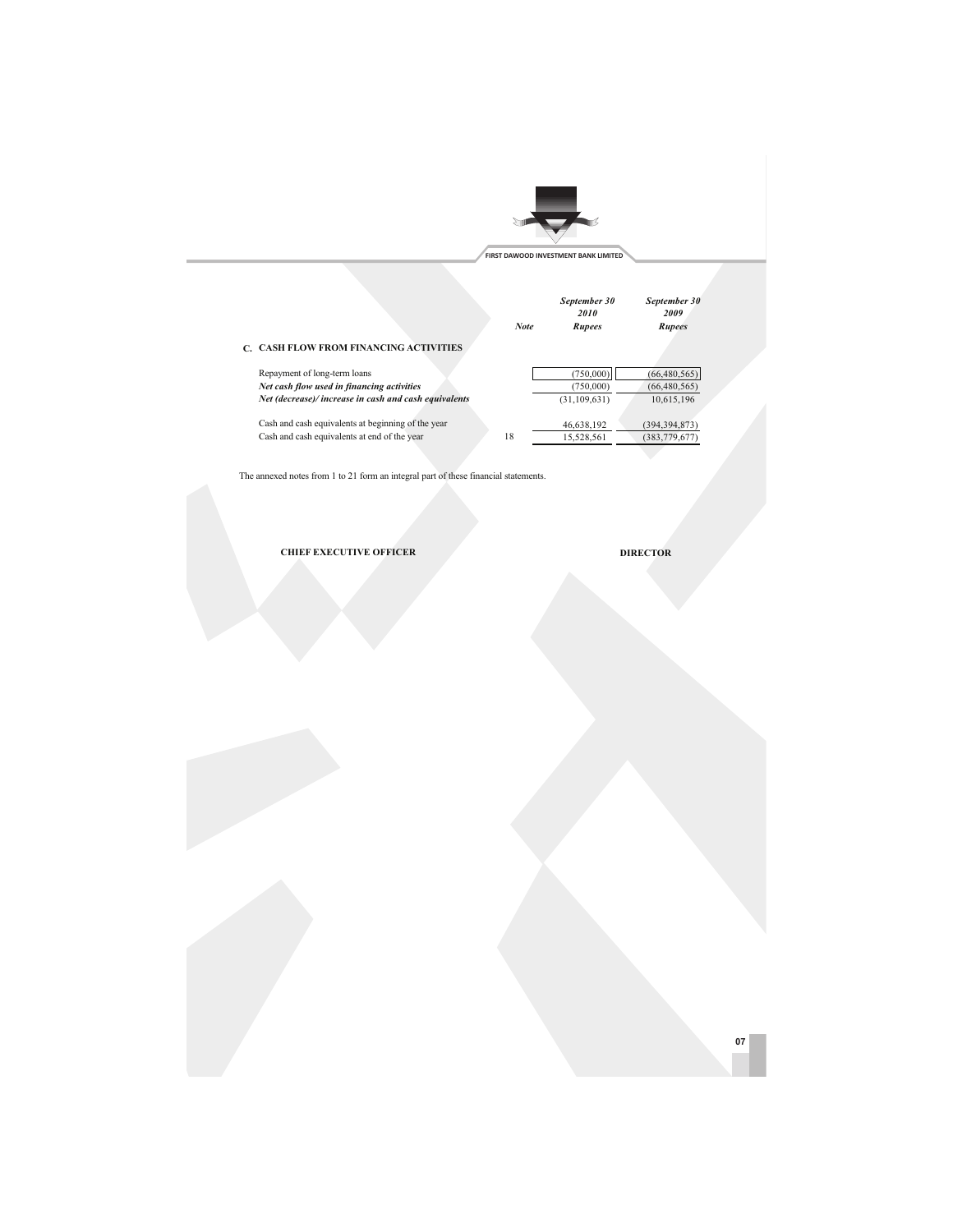| | Note | September 30 2010 Rupees | September 30 2009 Rupees |
|---|---|---|---|
| **C. CASH FLOW FROM FINANCING ACTIVITIES** | | | |
| Repayment of long-term loans | | (750,000) | (66,480,565) |
| ***Net cash flow used in financing activities*** | | (750,000) | (66,480,565) |
| ***Net (decrease)/ increase in cash and cash equivalents*** | | (31,109,631) | 10,615,196 |
| Cash and cash equivalents at beginning of the year | | 46,638,192 | (394,394,873) |
| Cash and cash equivalents at end of the year | 18 | 15,528,561 | (383,779,677) |

The annexed notes from 1 to 21 form an integral part of these financial statements.

**CHIEF EXECUTIVE OFFICER** **DIRECTOR**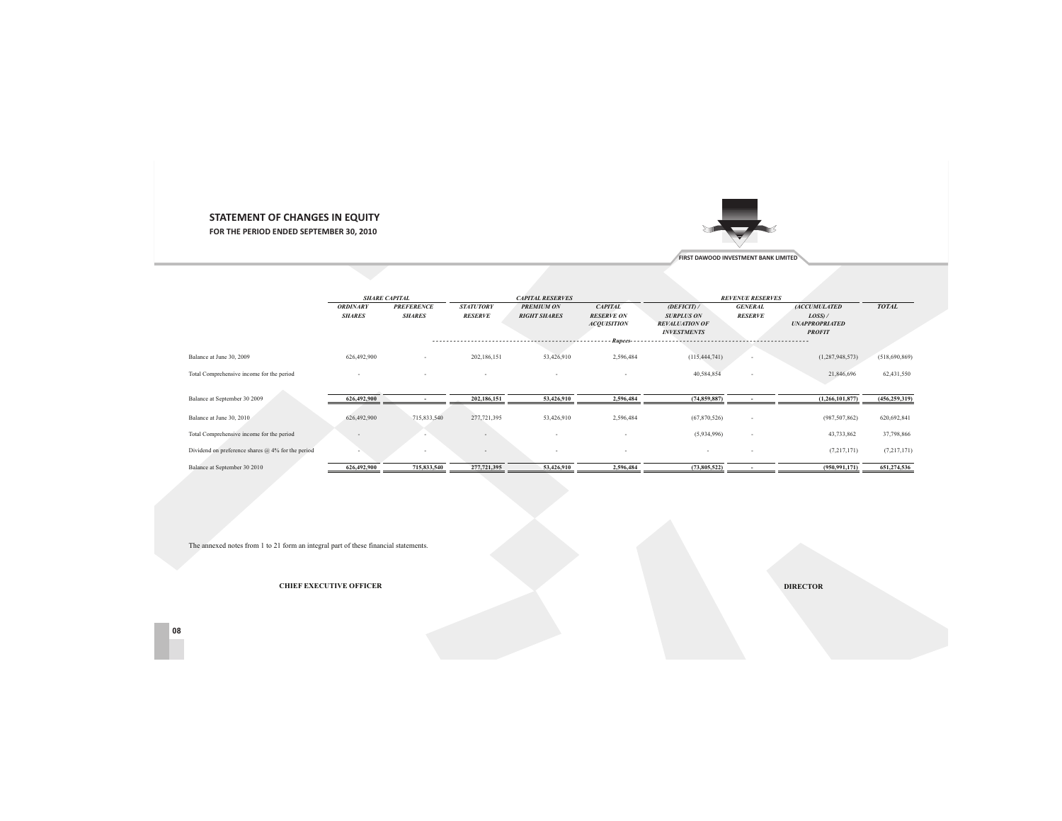## STATEMENT OF CHANGES IN EQUITY

### FOR THE PERIOD ENDED SEPTEMBER 30, 2010

FIRST DAWOOD INVESTMENT BANK LIMITED

| | *SHARE CAPITAL* | | *CAPITAL RESERVES* | | | *REVENUE RESERVES* | | | |
|---|---|---|---|---|---|---|---|---|---|
| | *ORDINARY SHARES* | *PREFERENCE SHARES* | *STATUTORY RESERVE* | *PREMIUM ON RIGHT SHARES* | *CAPITAL RESERVE ON ACQUISITION* | *(DEFICIT) / SURPLUS ON REVALUATION OF INVESTMENTS* | *GENERAL RESERVE* | *(ACCUMULATED LOSS) / UNAPPROPRIATED PROFIT* | *TOTAL* |
| | | | | | *Rupees* | | | | |
| Balance at June 30, 2009 | 626,492,900 | - | 202,186,151 | 53,426,910 | 2,596,484 | (115,444,741) | - | (1,287,948,573) | (518,690,869) |
| Total Comprehensive income for the period | - | - | - | - | - | 40,584,854 | - | 21,846,696 | 62,431,550 |
| Balance at September 30 2009 | **626,492,900** | **-** | **202,186,151** | **53,426,910** | **2,596,484** | **(74,859,887)** | **-** | **(1,266,101,877)** | **(456,259,319)** |
| Balance at June 30, 2010 | 626,492,900 | 715,833,540 | 277,721,395 | 53,426,910 | 2,596,484 | (67,870,526) | - | (987,507,862) | 620,692,841 |
| Total Comprehensive income for the period | - | - | - | - | - | (5,934,996) | - | 43,733,862 | 37,798,866 |
| Dividend on preference shares @ 4% for the period | - | - | - | - | - | - | - | (7,217,171) | (7,217,171) |
| Balance at September 30 2010 | **626,492,900** | **715,833,540** | **277,721,395** | **53,426,910** | **2,596,484** | **(73,805,522)** | **-** | **(950,991,171)** | **651,274,536** |

The annexed notes from 1 to 21 form an integral part of these financial statements.

**CHIEF EXECUTIVE OFFICER** | **DIRECTOR**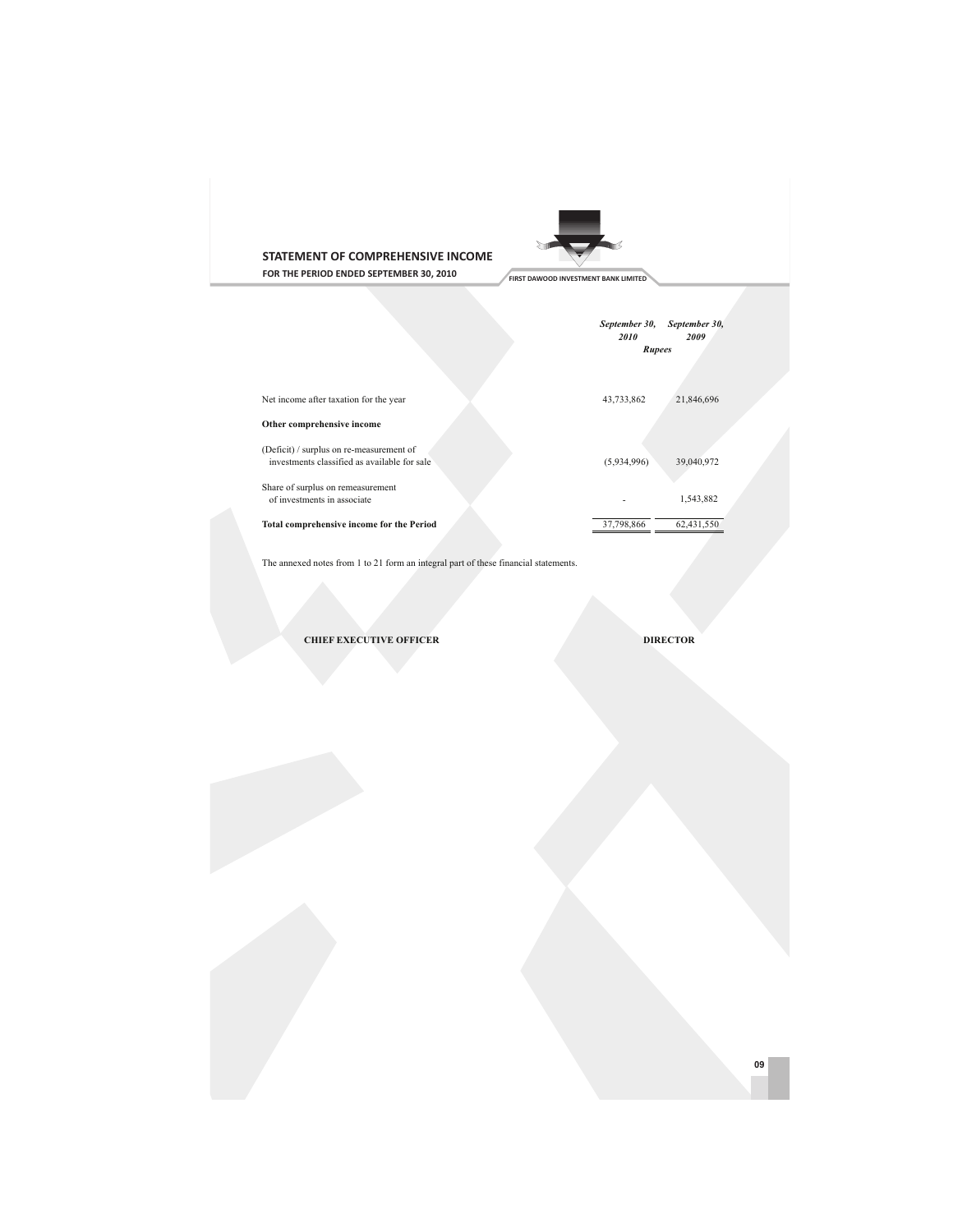## STATEMENT OF COMPREHENSIVE INCOME

**FOR THE PERIOD ENDED SEPTEMBER 30, 2010**

FIRST DAWOOD INVESTMENT BANK LIMITED

| | *September 30, 2010* | *September 30, 2009* |
|---|---|---|
| | *Rupees* | |
| Net income after taxation for the year | 43,733,862 | 21,846,696 |
| **Other comprehensive income** | | |
| (Deficit) / surplus on re-measurement of investments classified as available for sale | (5,934,996) | 39,040,972 |
| Share of surplus on remeasurement of investments in associate | - | 1,543,882 |
| **Total comprehensive income for the Period** | 37,798,866 | 62,431,550 |

The annexed notes from 1 to 21 form an integral part of these financial statements.

**CHIEF EXECUTIVE OFFICER** **DIRECTOR**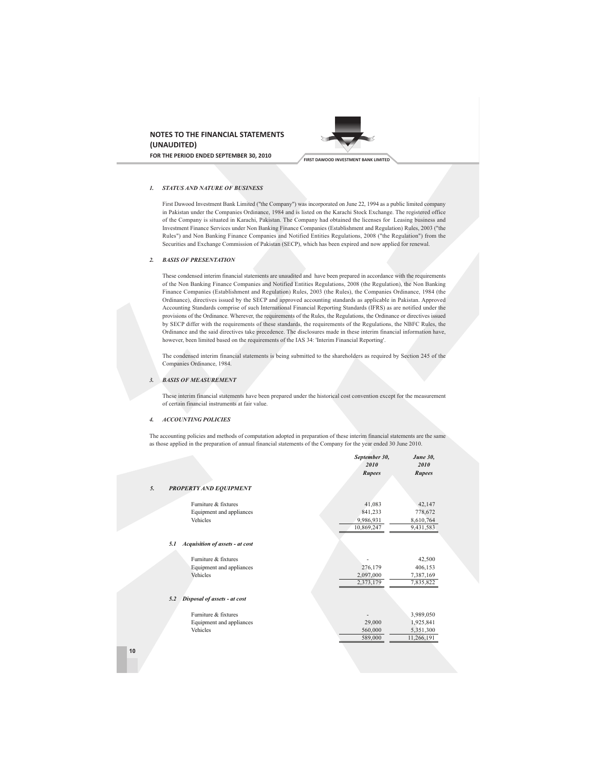# NOTES TO THE FINANCIAL STATEMENTS (UNAUDITED)

**FOR THE PERIOD ENDED SEPTEMBER 30, 2010**

### *1. STATUS AND NATURE OF BUSINESS*

First Dawood Investment Bank Limited ("the Company") was incorporated on June 22, 1994 as a public limited company in Pakistan under the Companies Ordinance, 1984 and is listed on the Karachi Stock Exchange. The registered office of the Company is situated in Karachi, Pakistan. The Company had obtained the licenses for Leasing business and Investment Finance Services under Non Banking Finance Companies (Establishment and Regulation) Rules, 2003 ("the Rules") and Non Banking Finance Companies and Notified Entities Regulations, 2008 ("the Regulation") from the Securities and Exchange Commission of Pakistan (SECP), which has been expired and now applied for renewal.

### *2. BASIS OF PRESENTATION*

These condensed interim financial statements are unaudited and have been prepared in accordance with the requirements of the Non Banking Finance Companies and Notified Entities Regulations, 2008 (the Regulation), the Non Banking Finance Companies (Establishment and Regulation) Rules, 2003 (the Rules), the Companies Ordinance, 1984 (the Ordinance), directives issued by the SECP and approved accounting standards as applicable in Pakistan. Approved Accounting Standards comprise of such International Financial Reporting Standards (IFRS) as are notified under the provisions of the Ordinance. Wherever, the requirements of the Rules, the Regulations, the Ordinance or directives issued by SECP differ with the requirements of these standards, the requirements of the Regulations, the NBFC Rules, the Ordinance and the said directives take precedence. The disclosures made in these interim financial information have, however, been limited based on the requirements of the IAS 34: 'Interim Financial Reporting'.

The condensed interim financial statements is being submitted to the shareholders as required by Section 245 of the Companies Ordinance, 1984.

### *3. BASIS OF MEASUREMENT*

These interim financial statements have been prepared under the historical cost convention except for the measurement of certain financial instruments at fair value.

### *4. ACCOUNTING POLICIES*

The accounting policies and methods of computation adopted in preparation of these interim financial statements are the same as those applied in the preparation of annual financial statements of the Company for the year ended 30 June 2010.

| | *September 30, 2010* | *June 30, 2010* |
|---|---|---|
| | *Rupees* | *Rupees* |
| ***5. PROPERTY AND EQUIPMENT*** | | |
| Furniture & fixtures | 41,083 | 42,147 |
| Equipment and appliances | 841,233 | 778,672 |
| Vehicles | 9,986,931 | 8,610,764 |
| | 10,869,247 | 9,431,583 |
| ***5.1 Acquisition of assets - at cost*** | | |
| Furniture & fixtures | - | 42,500 |
| Equipment and appliances | 276,179 | 406,153 |
| Vehicles | 2,097,000 | 7,387,169 |
| | 2,373,179 | 7,835,822 |
| ***5.2 Disposal of assets - at cost*** | | |
| Furniture & fixtures | - | 3,989,050 |
| Equipment and appliances | 29,000 | 1,925,841 |
| Vehicles | 560,000 | 5,351,300 |
| | 589,000 | 11,266,191 |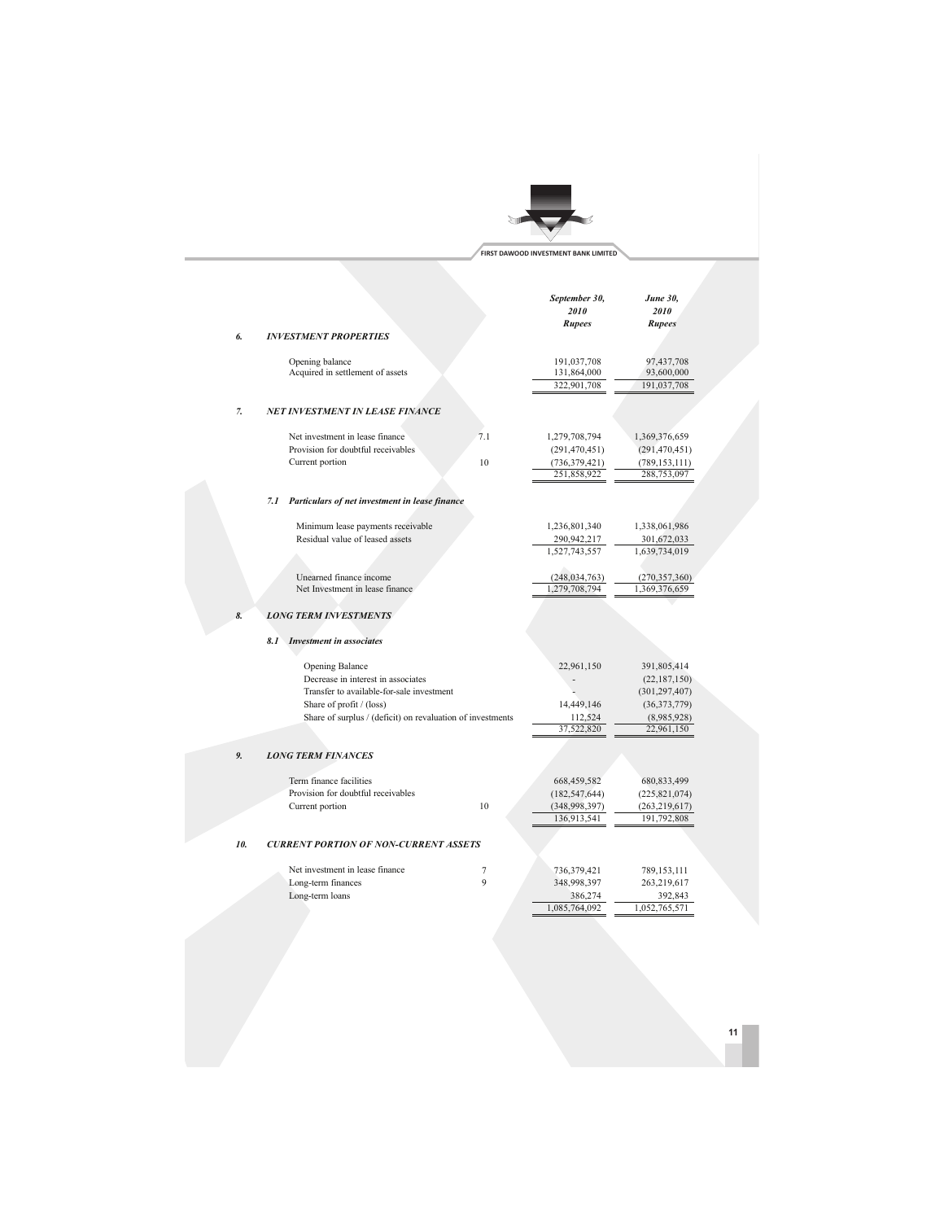| | | Note | September 30, 2010 Rupees | June 30, 2010 Rupees |
|---|---|---|---|---|
| **6.** | ***INVESTMENT PROPERTIES*** | | | |
| | Opening balance | | 191,037,708 | 97,437,708 |
| | Acquired in settlement of assets | | 131,864,000 | 93,600,000 |
| | | | 322,901,708 | 191,037,708 |
| **7.** | ***NET INVESTMENT IN LEASE FINANCE*** | | | |
| | Net investment in lease finance | 7.1 | 1,279,708,794 | 1,369,376,659 |
| | Provision for doubtful receivables | | (291,470,451) | (291,470,451) |
| | Current portion | 10 | (736,379,421) | (789,153,111) |
| | | | 251,858,922 | 288,753,097 |
| **7.1** | ***Particulars of net investment in lease finance*** | | | |
| | Minimum lease payments receivable | | 1,236,801,340 | 1,338,061,986 |
| | Residual value of leased assets | | 290,942,217 | 301,672,033 |
| | | | 1,527,743,557 | 1,639,734,019 |
| | Unearned finance income | | (248,034,763) | (270,357,360) |
| | Net Investment in lease finance | | 1,279,708,794 | 1,369,376,659 |
| **8.** | ***LONG TERM INVESTMENTS*** | | | |
| **8.1** | ***Investment in associates*** | | | |
| | Opening Balance | | 22,961,150 | 391,805,414 |
| | Decrease in interest in associates | | - | (22,187,150) |
| | Transfer to available-for-sale investment | | - | (301,297,407) |
| | Share of profit / (loss) | | 14,449,146 | (36,373,779) |
| | Share of surplus / (deficit) on revaluation of investments | | 112,524 | (8,985,928) |
| | | | 37,522,820 | 22,961,150 |
| **9.** | ***LONG TERM FINANCES*** | | | |
| | Term finance facilities | | 668,459,582 | 680,833,499 |
| | Provision for doubtful receivables | | (182,547,644) | (225,821,074) |
| | Current portion | 10 | (348,998,397) | (263,219,617) |
| | | | 136,913,541 | 191,792,808 |
| **10.** | ***CURRENT PORTION OF NON-CURRENT ASSETS*** | | | |
| | Net investment in lease finance | 7 | 736,379,421 | 789,153,111 |
| | Long-term finances | 9 | 348,998,397 | 263,219,617 |
| | Long-term loans | | 386,274 | 392,843 |
| | | | 1,085,764,092 | 1,052,765,571 |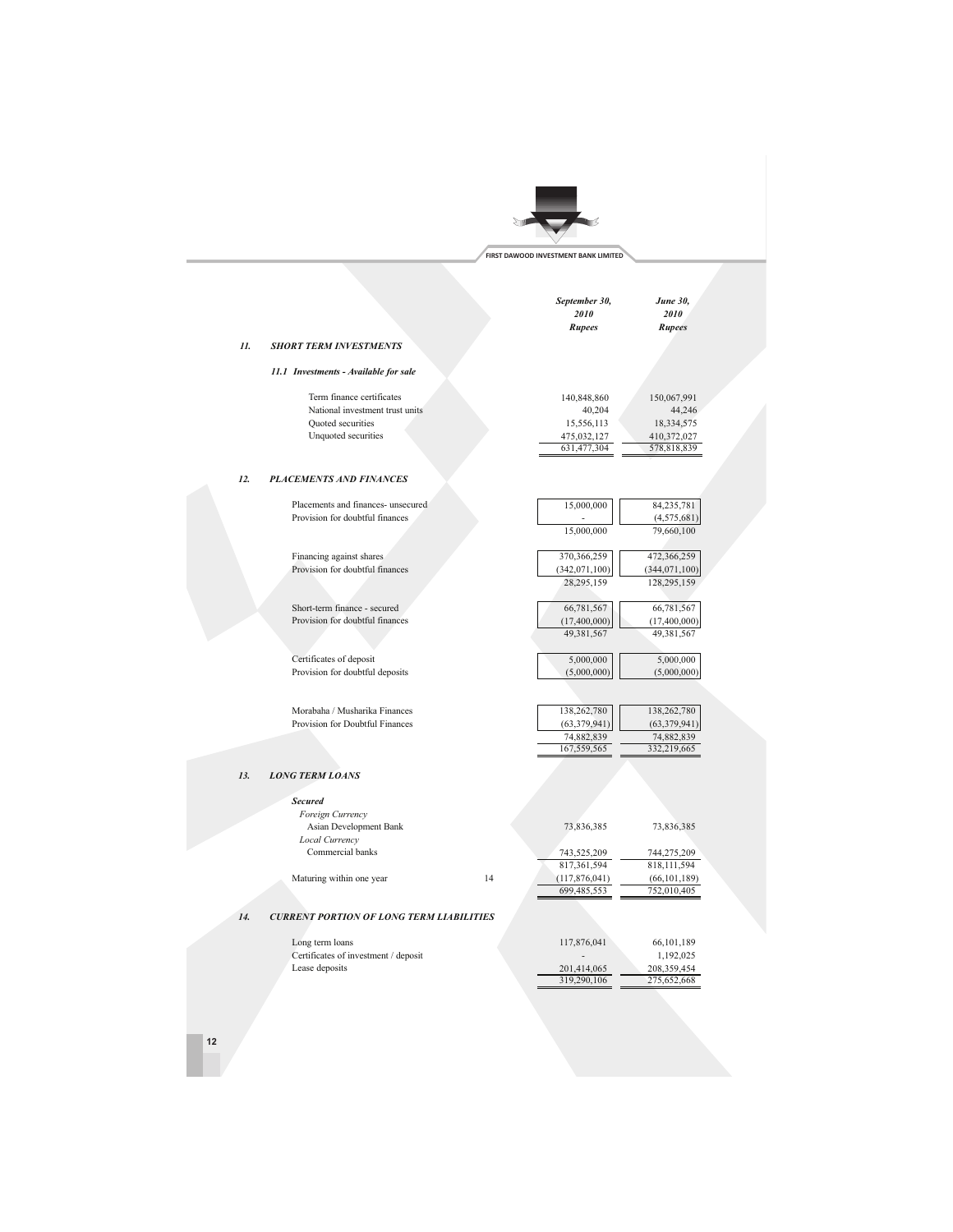| | | September 30, 2010 Rupees | June 30, 2010 Rupees |
|---|---|---|---|
| **11.** | ***SHORT TERM INVESTMENTS*** | | |
| | ***11.1 Investments - Available for sale*** | | |
| | Term finance certificates | 140,848,860 | 150,067,991 |
| | National investment trust units | 40,204 | 44,246 |
| | Quoted securities | 15,556,113 | 18,334,575 |
| | Unquoted securities | 475,032,127 | 410,372,027 |
| | | 631,477,304 | 578,818,839 |

| | | September 30, 2010 Rupees | June 30, 2010 Rupees |
|---|---|---|---|
| **12.** | ***PLACEMENTS AND FINANCES*** | | |
| | Placements and finances- unsecured | 15,000,000 | 84,235,781 |
| | Provision for doubtful finances | - | (4,575,681) |
| | | 15,000,000 | 79,660,100 |
| | Financing against shares | 370,366,259 | 472,366,259 |
| | Provision for doubtful finances | (342,071,100) | (344,071,100) |
| | | 28,295,159 | 128,295,159 |
| | Short-term finance - secured | 66,781,567 | 66,781,567 |
| | Provision for doubtful finances | (17,400,000) | (17,400,000) |
| | | 49,381,567 | 49,381,567 |
| | Certificates of deposit | 5,000,000 | 5,000,000 |
| | Provision for doubtful deposits | (5,000,000) | (5,000,000) |
| | Morabaha / Musharika Finances | 138,262,780 | 138,262,780 |
| | Provision for Doubtful Finances | (63,379,941) | (63,379,941) |
| | | 74,882,839 | 74,882,839 |
| | | 167,559,565 | 332,219,665 |

| | | Note | September 30, 2010 Rupees | June 30, 2010 Rupees |
|---|---|---|---|---|
| **13.** | ***LONG TERM LOANS*** | | | |
| | ***Secured*** | | | |
| | *Foreign Currency* | | | |
| | Asian Development Bank | | 73,836,385 | 73,836,385 |
| | *Local Currency* | | | |
| | Commercial banks | | 743,525,209 | 744,275,209 |
| | | | 817,361,594 | 818,111,594 |
| | Maturing within one year | 14 | (117,876,041) | (66,101,189) |
| | | | 699,485,553 | 752,010,405 |

| | | September 30, 2010 Rupees | June 30, 2010 Rupees |
|---|---|---|---|
| **14.** | ***CURRENT PORTION OF LONG TERM LIABILITIES*** | | |
| | Long term loans | 117,876,041 | 66,101,189 |
| | Certificates of investment / deposit | - | 1,192,025 |
| | Lease deposits | 201,414,065 | 208,359,454 |
| | | 319,290,106 | 275,652,668 |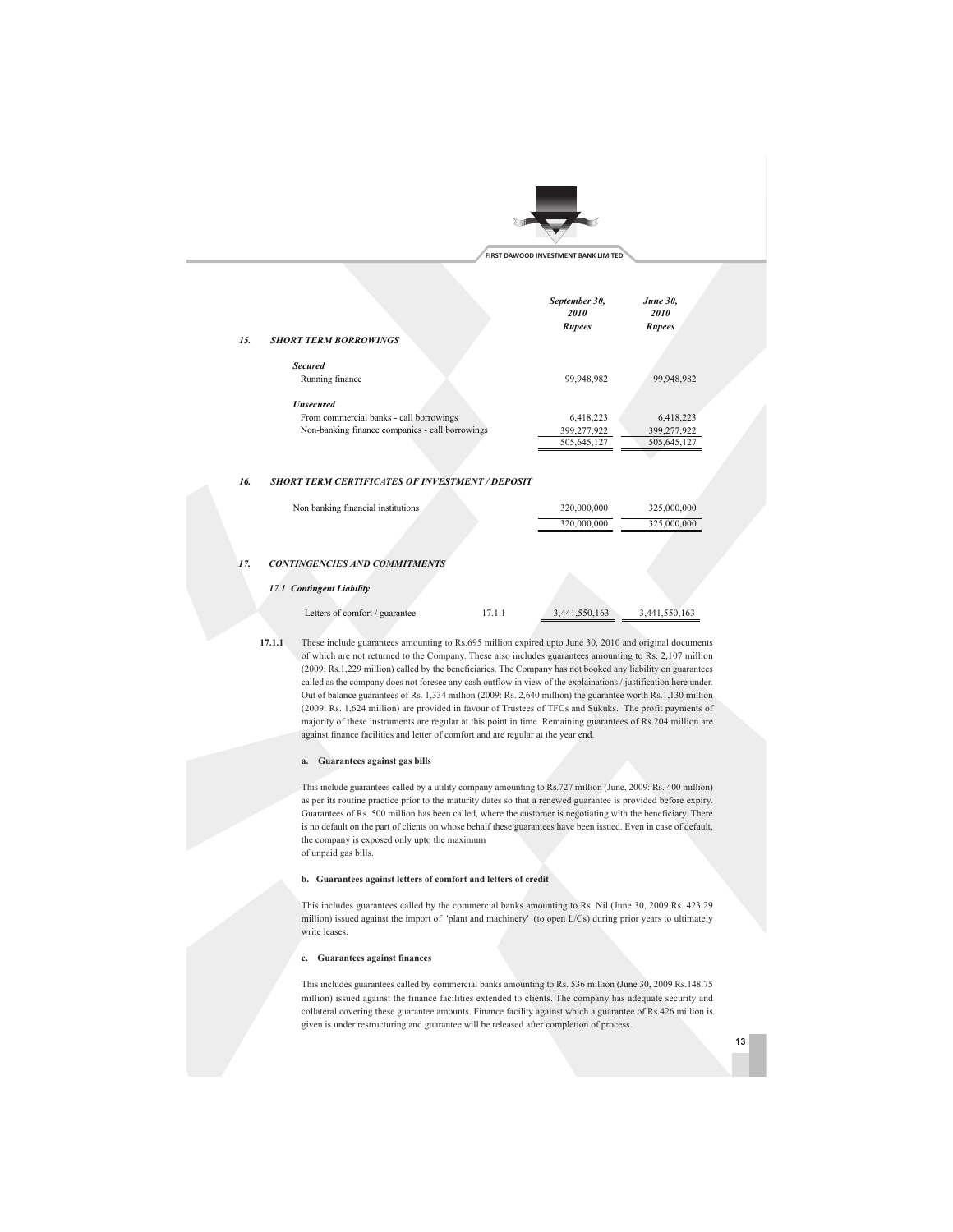| | | September 30, 2010 Rupees | June 30, 2010 Rupees |
|---|---|---|---|
| **15.** | ***SHORT TERM BORROWINGS*** | | |
| | ***Secured*** | | |
| | Running finance | 99,948,982 | 99,948,982 |
| | ***Unsecured*** | | |
| | From commercial banks - call borrowings | 6,418,223 | 6,418,223 |
| | Non-banking finance companies - call borrowings | 399,277,922 | 399,277,922 |
| | | 505,645,127 | 505,645,127 |

## 16. SHORT TERM CERTIFICATES OF INVESTMENT / DEPOSIT

| | September 30, 2010 Rupees | June 30, 2010 Rupees |
|---|---|---|
| Non banking financial institutions | 320,000,000 | 325,000,000 |
| | 320,000,000 | 325,000,000 |

## 17. CONTINGENCIES AND COMMITMENTS

### 17.1 Contingent Liability

| | Note | September 30, 2010 Rupees | June 30, 2010 Rupees |
|---|---|---|---|
| Letters of comfort / guarantee | 17.1.1 | 3,441,550,163 | 3,441,550,163 |

**17.1.1** These include guarantees amounting to Rs.695 million expired upto June 30, 2010 and original documents of which are not returned to the Company. These also includes guarantees amounting to Rs. 2,107 million (2009: Rs.1,229 million) called by the beneficiaries. The Company has not booked any liability on guarantees called as the company does not foresee any cash outflow in view of the explainations / justification here under. Out of balance guarantees of Rs. 1,334 million (2009: Rs. 2,640 million) the guarantee worth Rs.1,130 million (2009: Rs. 1,624 million) are provided in favour of Trustees of TFCs and Sukuks. The profit payments of majority of these instruments are regular at this point in time. Remaining guarantees of Rs.204 million are against finance facilities and letter of comfort and are regular at the year end.

**a. Guarantees against gas bills**

This include guarantees called by a utility company amounting to Rs.727 million (June, 2009: Rs. 400 million) as per its routine practice prior to the maturity dates so that a renewed guarantee is provided before expiry. Guarantees of Rs. 500 million has been called, where the customer is negotiating with the beneficiary. There is no default on the part of clients on whose behalf these guarantees have been issued. Even in case of default, the company is exposed only upto the maximum of unpaid gas bills.

**b. Guarantees against letters of comfort and letters of credit**

This includes guarantees called by the commercial banks amounting to Rs. Nil (June 30, 2009 Rs. 423.29 million) issued against the import of 'plant and machinery' (to open L/Cs) during prior years to ultimately write leases.

**c. Guarantees against finances**

This includes guarantees called by commercial banks amounting to Rs. 536 million (June 30, 2009 Rs.148.75 million) issued against the finance facilities extended to clients. The company has adequate security and collateral covering these guarantee amounts. Finance facility against which a guarantee of Rs.426 million is given is under restructuring and guarantee will be released after completion of process.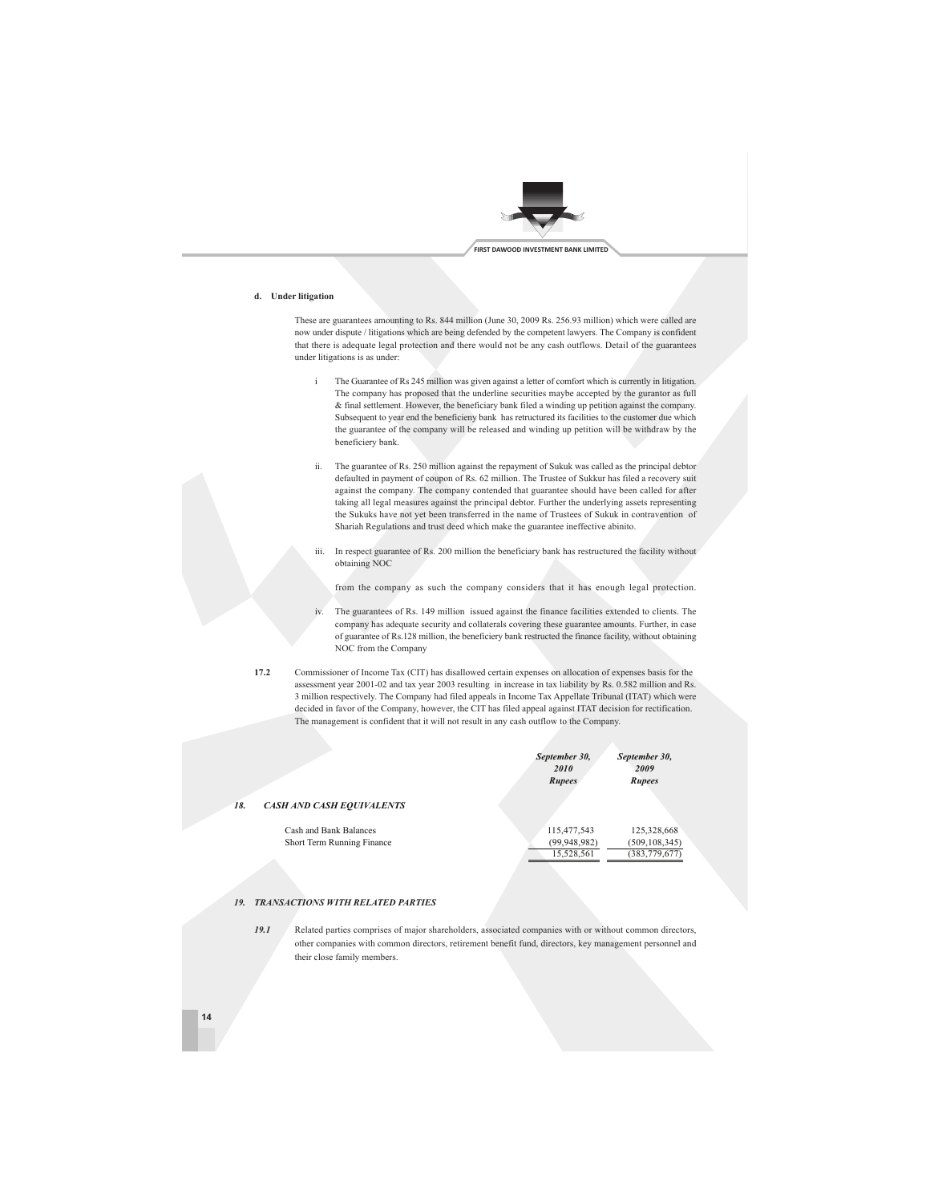**d. Under litigation**

These are guarantees amounting to Rs. 844 million (June 30, 2009 Rs. 256.93 million) which were called are now under dispute / litigations which are being defended by the competent lawyers. The Company is confident that there is adequate legal protection and there would not be any cash outflows. Detail of the guarantees under litigations is as under:

i The Guarantee of Rs 245 million was given against a letter of comfort which is currently in litigation. The company has proposed that the underline securities maybe accepted by the gurantor as full & final settlement. However, the beneficiary bank filed a winding up petition against the company. Subsequent to year end the beneficieny bank has retructured its facilities to the customer due which the guarantee of the company will be released and winding up petition will be withdraw by the beneficiery bank.

ii. The guarantee of Rs. 250 million against the repayment of Sukuk was called as the principal debtor defaulted in payment of coupon of Rs. 62 million. The Trustee of Sukkur has filed a recovery suit against the company. The company contended that guarantee should have been called for after taking all legal measures against the principal debtor. Further the underlying assets representing the Sukuks have not yet been transferred in the name of Trustees of Sukuk in contravention of Shariah Regulations and trust deed which make the guarantee ineffective abinito.

iii. In respect guarantee of Rs. 200 million the beneficiary bank has restructured the facility without obtaining NOC

from the company as such the company considers that it has enough legal protection.

iv. The guarantees of Rs. 149 million issued against the finance facilities extended to clients. The company has adequate security and collaterals covering these guarantee amounts. Further, in case of guarantee of Rs.128 million, the beneficiery bank restructed the finance facility, without obtaining NOC from the Company

**17.2** Commissioner of Income Tax (CIT) has disallowed certain expenses on allocation of expenses basis for the assessment year 2001-02 and tax year 2003 resulting in increase in tax liability by Rs. 0.582 million and Rs. 3 million respectively. The Company had filed appeals in Income Tax Appellate Tribunal (ITAT) which were decided in favor of the Company, however, the CIT has filed appeal against ITAT decision for rectification. The management is confident that it will not result in any cash outflow to the Company.

## *18. CASH AND CASH EQUIVALENTS*

| | *September 30, 2010 Rupees* | *September 30, 2009 Rupees* |
|---|---|---|
| Cash and Bank Balances | 115,477,543 | 125,328,668 |
| Short Term Running Finance | (99,948,982) | (509,108,345) |
| | 15,528,561 | (383,779,677) |

## *19. TRANSACTIONS WITH RELATED PARTIES*

*19.1* Related parties comprises of major shareholders, associated companies with or without common directors, other companies with common directors, retirement benefit fund, directors, key management personnel and their close family members.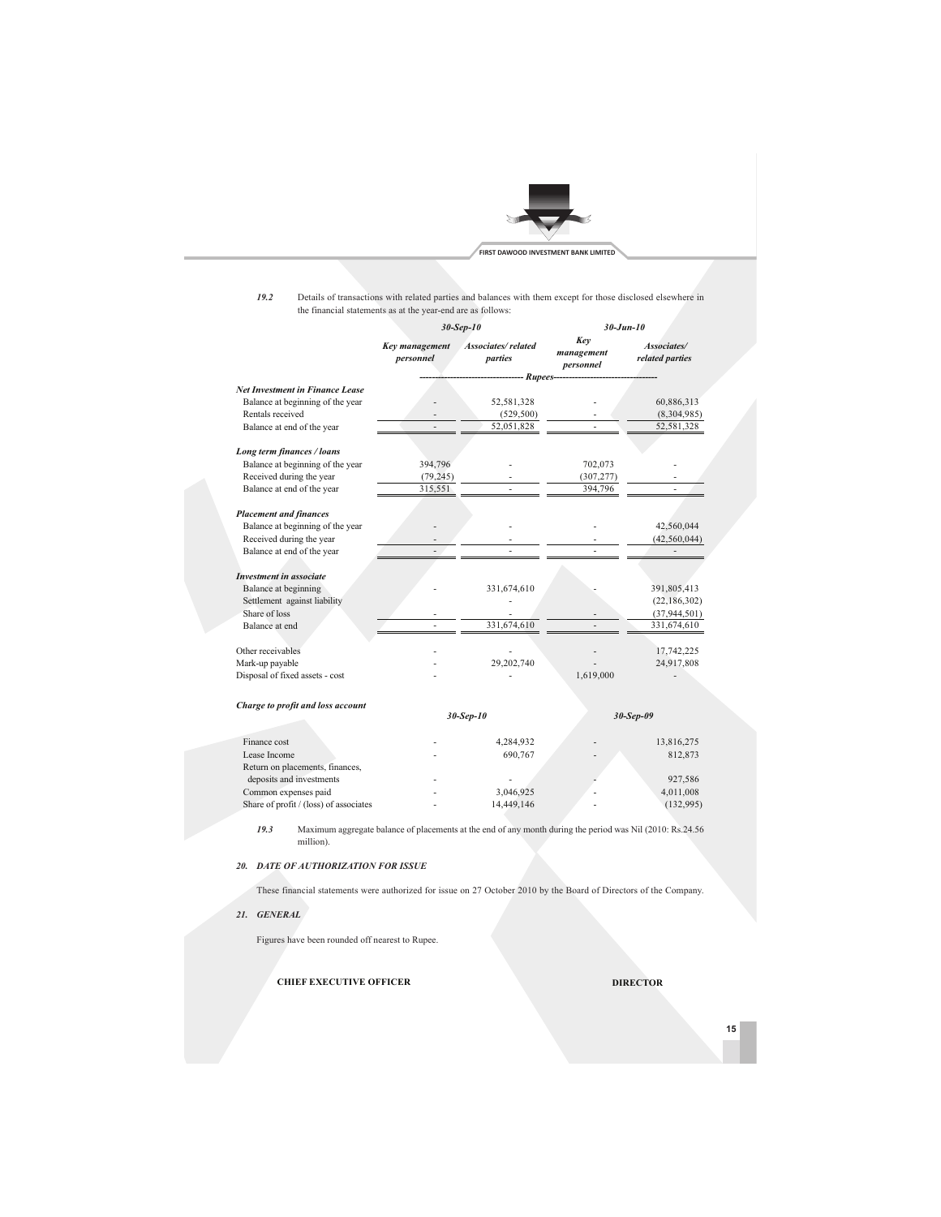19.2 Details of transactions with related parties and balances with them except for those disclosed elsewhere in the financial statements as at the year-end are as follows:

| | 30-Sep-10 | | 30-Jun-10 | |
|---|---|---|---|---|
| | Key management personnel | Associates/ related parties | Key management personnel | Associates/ related parties |
| | ---------- Rupees ---------- | | | |
| ***Net Investment in Finance Lease*** | | | | |
| Balance at beginning of the year | - | 52,581,328 | - | 60,886,313 |
| Rentals received | - | (529,500) | - | (8,304,985) |
| Balance at end of the year | - | 52,051,828 | - | 52,581,328 |
| ***Long term finances / loans*** | | | | |
| Balance at beginning of the year | 394,796 | - | 702,073 | - |
| Received during the year | (79,245) | - | (307,277) | - |
| Balance at end of the year | 315,551 | - | 394,796 | - |
| ***Placement and finances*** | | | | |
| Balance at beginning of the year | - | - | - | 42,560,044 |
| Received during the year | - | - | - | (42,560,044) |
| Balance at end of the year | - | - | - | - |
| ***Investment in associate*** | | | | |
| Balance at beginning | - | 331,674,610 | - | 391,805,413 |
| Settlement against liability | | - | | (22,186,302) |
| Share of loss | - | - | - | (37,944,501) |
| Balance at end | - | 331,674,610 | - | 331,674,610 |
| Other receivables | - | - | - | 17,742,225 |
| Mark-up payable | - | 29,202,740 | - | 24,917,808 |
| Disposal of fixed assets - cost | - | - | 1,619,000 | - |

***Charge to profit and loss account***

| | 30-Sep-10 | | 30-Sep-09 | |
|---|---|---|---|---|
| Finance cost | - | 4,284,932 | - | 13,816,275 |
| Lease Income | - | 690,767 | - | 812,873 |
| Return on placements, finances, deposits and investments | - | - | - | 927,586 |
| Common expenses paid | - | 3,046,925 | - | 4,011,008 |
| Share of profit / (loss) of associates | - | 14,449,146 | - | (132,995) |

19.3 Maximum aggregate balance of placements at the end of any month during the period was Nil (2010: Rs.24.56 million).

## 20. DATE OF AUTHORIZATION FOR ISSUE

These financial statements were authorized for issue on 27 October 2010 by the Board of Directors of the Company.

## 21. GENERAL

Figures have been rounded off nearest to Rupee.

**CHIEF EXECUTIVE OFFICER** **DIRECTOR**